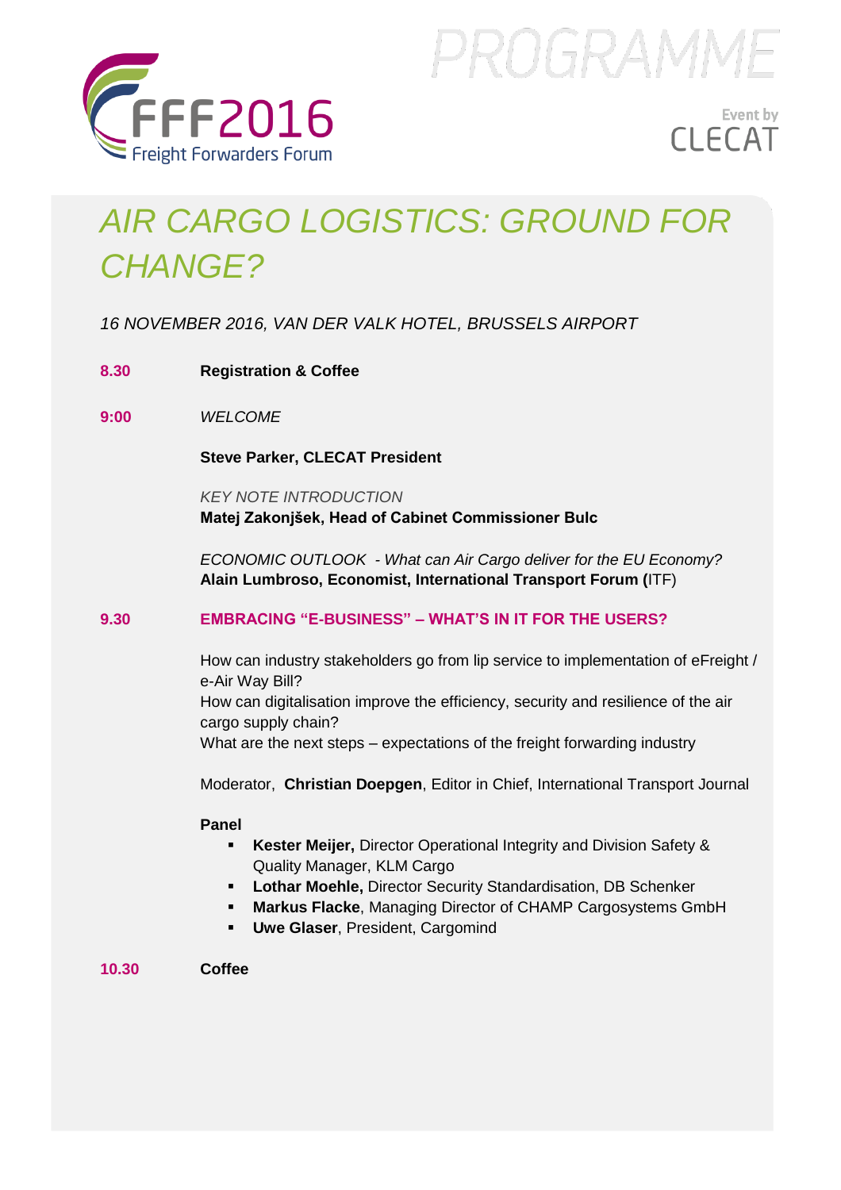FFF2016
Freight Forwarders Forum

PROGRAMME

Event by CLECAT

# *AIR CARGO LOGISTICS: GROUND FOR CHANGE?*

*16 NOVEMBER 2016, VAN DER VALK HOTEL, BRUSSELS AIRPORT*

**8.30** **Registration & Coffee**

**9:00** *WELCOME*

**Steve Parker, CLECAT President**

*KEY NOTE INTRODUCTION*
**Matej Zakonjšek, Head of Cabinet Commissioner Bulc**

*ECONOMIC OUTLOOK - What can Air Cargo deliver for the EU Economy?*
**Alain Lumbroso, Economist, International Transport Forum (**ITF)

**9.30** **EMBRACING "E-BUSINESS" – WHAT'S IN IT FOR THE USERS?**

How can industry stakeholders go from lip service to implementation of eFreight / e-Air Way Bill?
How can digitalisation improve the efficiency, security and resilience of the air cargo supply chain?
What are the next steps – expectations of the freight forwarding industry

Moderator, **Christian Doepgen**, Editor in Chief, International Transport Journal

**Panel**

- **Kester Meijer,** Director Operational Integrity and Division Safety & Quality Manager, KLM Cargo
- **Lothar Moehle,** Director Security Standardisation, DB Schenker
- **Markus Flacke**, Managing Director of CHAMP Cargosystems GmbH
- **Uwe Glaser**, President, Cargomind

**10.30** **Coffee**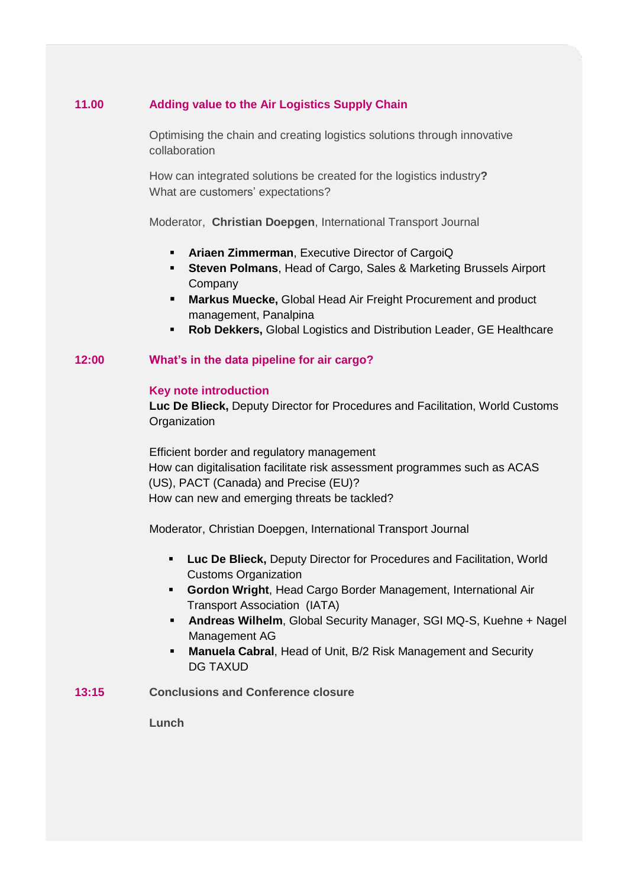**11.00** **Adding value to the Air Logistics Supply Chain**

Optimising the chain and creating logistics solutions through innovative collaboration

How can integrated solutions be created for the logistics industry**?**
What are customers' expectations?

Moderator, **Christian Doepgen**, International Transport Journal

- **Ariaen Zimmerman**, Executive Director of CargoiQ
- **Steven Polmans**, Head of Cargo, Sales & Marketing Brussels Airport Company
- **Markus Muecke,** Global Head Air Freight Procurement and product management, Panalpina
- **Rob Dekkers,** Global Logistics and Distribution Leader, GE Healthcare

**12:00** **What's in the data pipeline for air cargo?**

**Key note introduction**
**Luc De Blieck,** Deputy Director for Procedures and Facilitation, World Customs Organization

Efficient border and regulatory management
How can digitalisation facilitate risk assessment programmes such as ACAS (US), PACT (Canada) and Precise (EU)?
How can new and emerging threats be tackled?

Moderator, Christian Doepgen, International Transport Journal

- **Luc De Blieck,** Deputy Director for Procedures and Facilitation, World Customs Organization
- **Gordon Wright**, Head Cargo Border Management, International Air Transport Association (IATA)
- **Andreas Wilhelm**, Global Security Manager, SGI MQ-S, Kuehne + Nagel Management AG
- **Manuela Cabral**, Head of Unit, B/2 Risk Management and Security DG TAXUD

**13:15** **Conclusions and Conference closure**

**Lunch**